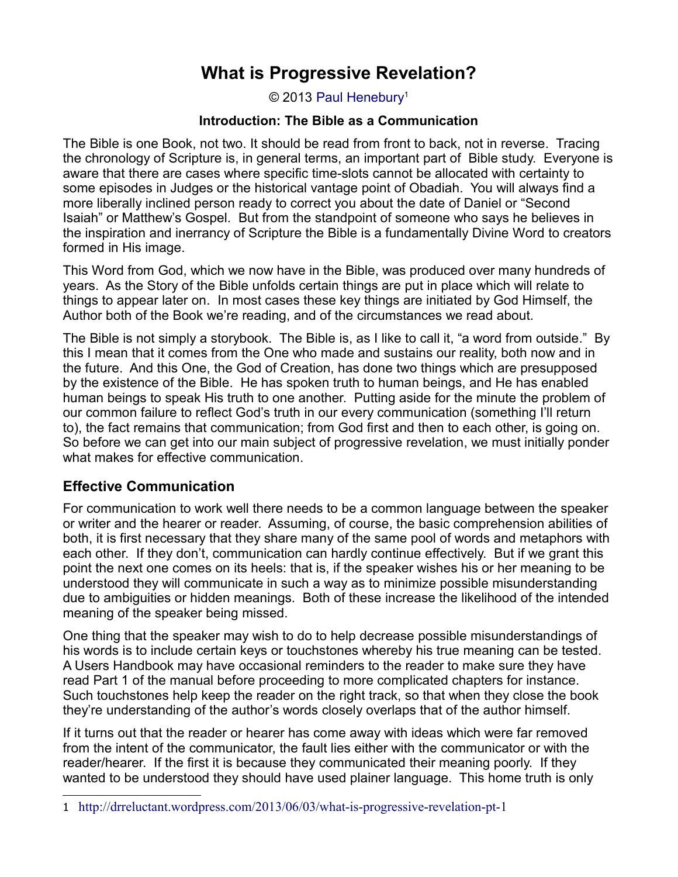# What is Progressive Revelation?

© 2013 Paul Henebury[1]

### Introduction: The Bible as a Communication

The Bible is one Book, not two. It should be read from front to back, not in reverse. Tracing the chronology of Scripture is, in general terms, an important part of Bible study. Everyone is aware that there are cases where specific time-slots cannot be allocated with certainty to some episodes in Judges or the historical vantage point of Obadiah. You will always find a more liberally inclined person ready to correct you about the date of Daniel or "Second Isaiah" or Matthew's Gospel. But from the standpoint of someone who says he believes in the inspiration and inerrancy of Scripture the Bible is a fundamentally Divine Word to creators formed in His image.

This Word from God, which we now have in the Bible, was produced over many hundreds of years. As the Story of the Bible unfolds certain things are put in place which will relate to things to appear later on. In most cases these key things are initiated by God Himself, the Author both of the Book we're reading, and of the circumstances we read about.

The Bible is not simply a storybook. The Bible is, as I like to call it, "a word from outside." By this I mean that it comes from the One who made and sustains our reality, both now and in the future. And this One, the God of Creation, has done two things which are presupposed by the existence of the Bible. He has spoken truth to human beings, and He has enabled human beings to speak His truth to one another. Putting aside for the minute the problem of our common failure to reflect God's truth in our every communication (something I'll return to), the fact remains that communication; from God first and then to each other, is going on. So before we can get into our main subject of progressive revelation, we must initially ponder what makes for effective communication.

## Effective Communication

For communication to work well there needs to be a common language between the speaker or writer and the hearer or reader. Assuming, of course, the basic comprehension abilities of both, it is first necessary that they share many of the same pool of words and metaphors with each other. If they don't, communication can hardly continue effectively. But if we grant this point the next one comes on its heels: that is, if the speaker wishes his or her meaning to be understood they will communicate in such a way as to minimize possible misunderstanding due to ambiguities or hidden meanings. Both of these increase the likelihood of the intended meaning of the speaker being missed.

One thing that the speaker may wish to do to help decrease possible misunderstandings of his words is to include certain keys or touchstones whereby his true meaning can be tested. A Users Handbook may have occasional reminders to the reader to make sure they have read Part 1 of the manual before proceeding to more complicated chapters for instance. Such touchstones help keep the reader on the right track, so that when they close the book they're understanding of the author's words closely overlaps that of the author himself.

If it turns out that the reader or hearer has come away with ideas which were far removed from the intent of the communicator, the fault lies either with the communicator or with the reader/hearer. If the first it is because they communicated their meaning poorly. If they wanted to be understood they should have used plainer language. This home truth is only

---

1 http://drreluctant.wordpress.com/2013/06/03/what-is-progressive-revelation-pt-1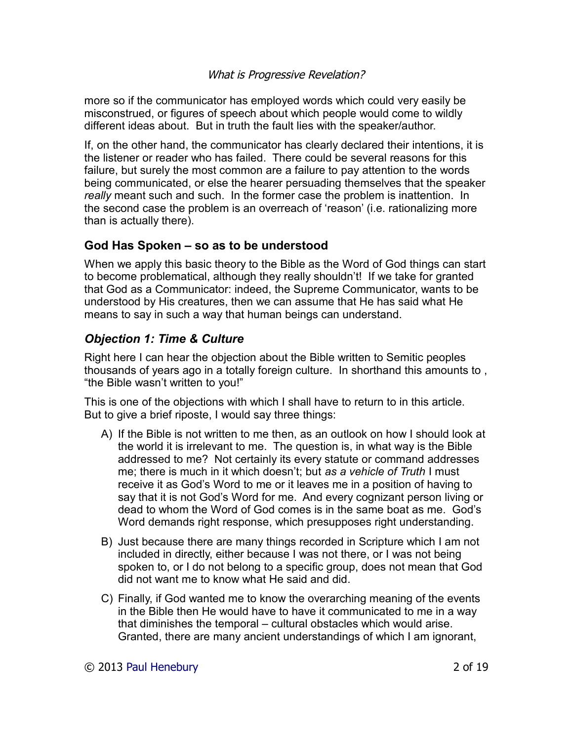more so if the communicator has employed words which could very easily be misconstrued, or figures of speech about which people would come to wildly different ideas about. But in truth the fault lies with the speaker/author.

If, on the other hand, the communicator has clearly declared their intentions, it is the listener or reader who has failed. There could be several reasons for this failure, but surely the most common are a failure to pay attention to the words being communicated, or else the hearer persuading themselves that the speaker *really* meant such and such. In the former case the problem is inattention. In the second case the problem is an overreach of 'reason' (i.e. rationalizing more than is actually there).

## God Has Spoken – so as to be understood

When we apply this basic theory to the Bible as the Word of God things can start to become problematical, although they really shouldn't! If we take for granted that God as a Communicator: indeed, the Supreme Communicator, wants to be understood by His creatures, then we can assume that He has said what He means to say in such a way that human beings can understand.

### *Objection 1: Time & Culture*

Right here I can hear the objection about the Bible written to Semitic peoples thousands of years ago in a totally foreign culture. In shorthand this amounts to , "the Bible wasn't written to you!"

This is one of the objections with which I shall have to return to in this article. But to give a brief riposte, I would say three things:

A) If the Bible is not written to me then, as an outlook on how I should look at the world it is irrelevant to me. The question is, in what way is the Bible addressed to me? Not certainly its every statute or command addresses me; there is much in it which doesn't; but *as a vehicle of Truth* I must receive it as God's Word to me or it leaves me in a position of having to say that it is not God's Word for me. And every cognizant person living or dead to whom the Word of God comes is in the same boat as me. God's Word demands right response, which presupposes right understanding.

B) Just because there are many things recorded in Scripture which I am not included in directly, either because I was not there, or I was not being spoken to, or I do not belong to a specific group, does not mean that God did not want me to know what He said and did.

C) Finally, if God wanted me to know the overarching meaning of the events in the Bible then He would have to have it communicated to me in a way that diminishes the temporal – cultural obstacles which would arise. Granted, there are many ancient understandings of which I am ignorant,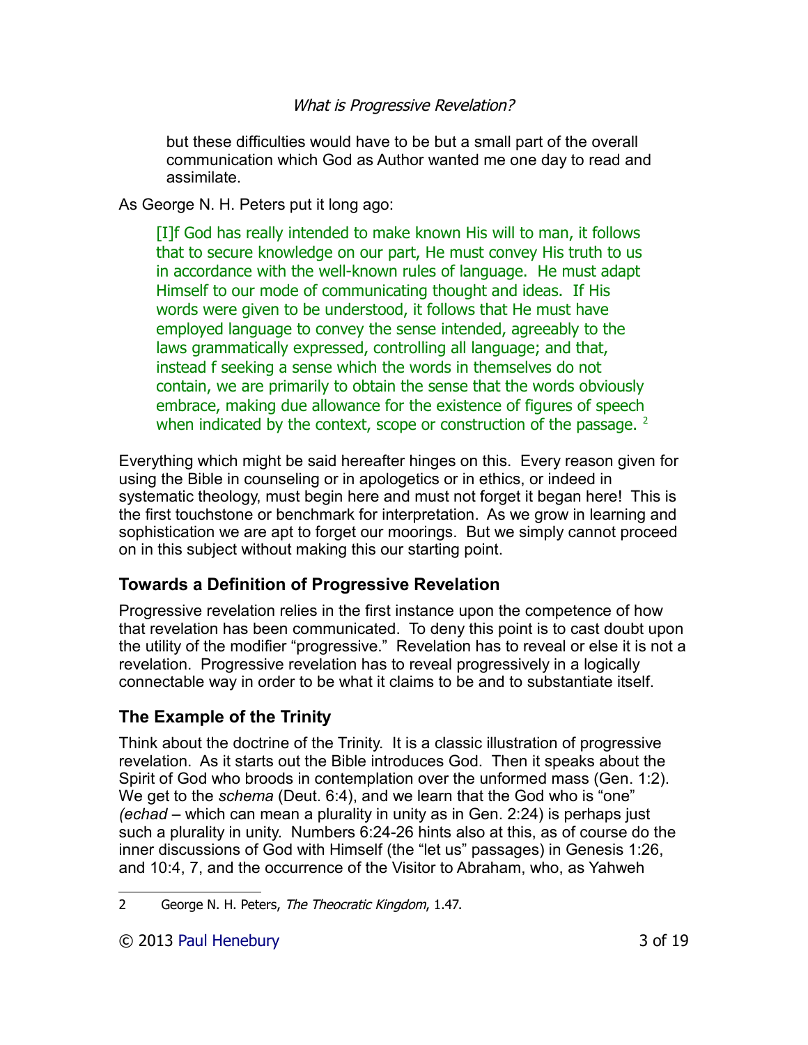> but these difficulties would have to be but a small part of the overall communication which God as Author wanted me one day to read and assimilate.

As George N. H. Peters put it long ago:

> [I]f God has really intended to make known His will to man, it follows that to secure knowledge on our part, He must convey His truth to us in accordance with the well-known rules of language. He must adapt Himself to our mode of communicating thought and ideas. If His words were given to be understood, it follows that He must have employed language to convey the sense intended, agreeably to the laws grammatically expressed, controlling all language; and that, instead f seeking a sense which the words in themselves do not contain, we are primarily to obtain the sense that the words obviously embrace, making due allowance for the existence of figures of speech when indicated by the context, scope or construction of the passage. [2]

Everything which might be said hereafter hinges on this. Every reason given for using the Bible in counseling or in apologetics or in ethics, or indeed in systematic theology, must begin here and must not forget it began here! This is the first touchstone or benchmark for interpretation. As we grow in learning and sophistication we are apt to forget our moorings. But we simply cannot proceed on in this subject without making this our starting point.

## Towards a Definition of Progressive Revelation

Progressive revelation relies in the first instance upon the competence of how that revelation has been communicated. To deny this point is to cast doubt upon the utility of the modifier "progressive." Revelation has to reveal or else it is not a revelation. Progressive revelation has to reveal progressively in a logically connectable way in order to be what it claims to be and to substantiate itself.

## The Example of the Trinity

Think about the doctrine of the Trinity. It is a classic illustration of progressive revelation. As it starts out the Bible introduces God. Then it speaks about the Spirit of God who broods in contemplation over the unformed mass (Gen. 1:2). We get to the *schema* (Deut. 6:4), and we learn that the God who is "one" *(echad* – which can mean a plurality in unity as in Gen. 2:24) is perhaps just such a plurality in unity. Numbers 6:24-26 hints also at this, as of course do the inner discussions of God with Himself (the "let us" passages) in Genesis 1:26, and 10:4, 7, and the occurrence of the Visitor to Abraham, who, as Yahweh

---

2 George N. H. Peters, *The Theocratic Kingdom*, 1.47.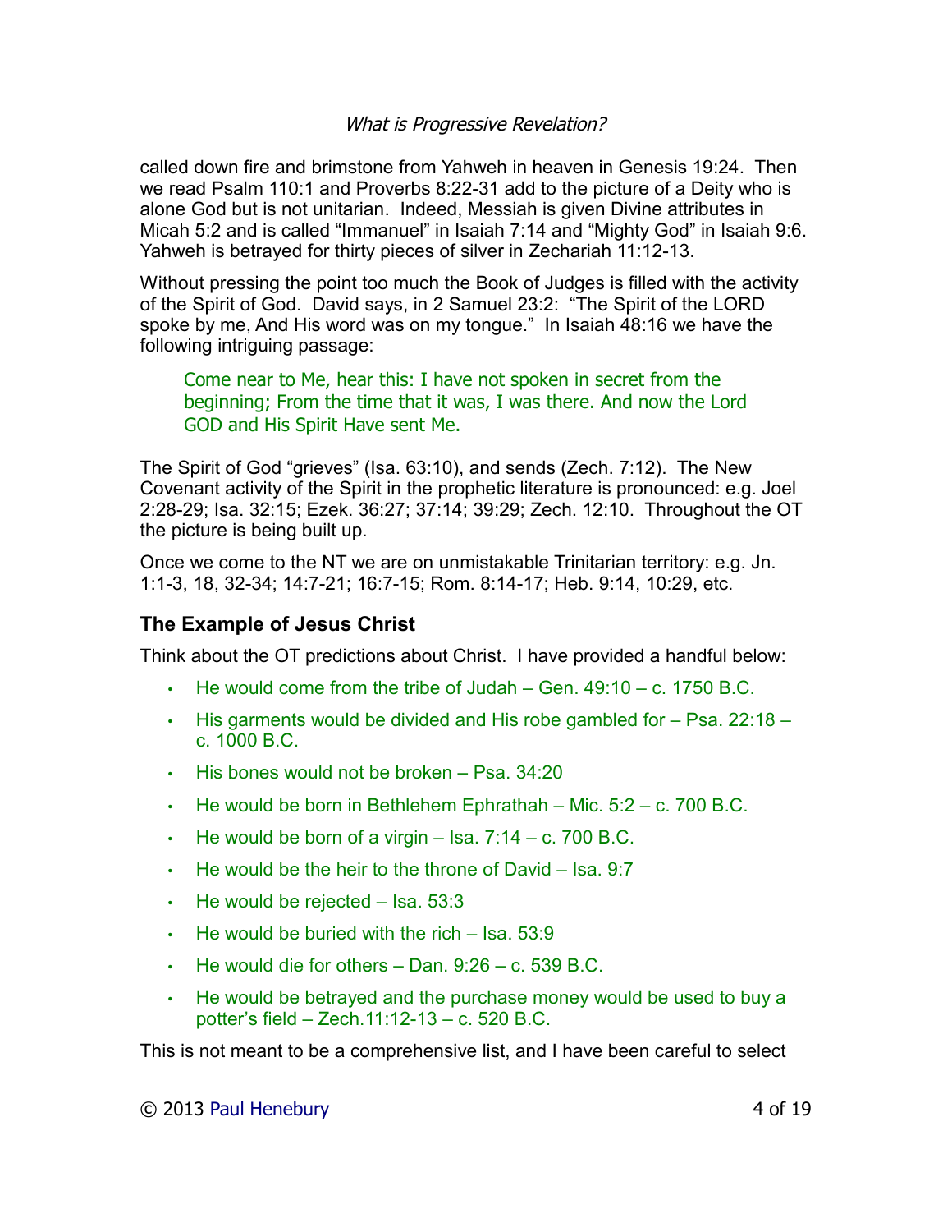called down fire and brimstone from Yahweh in heaven in Genesis 19:24. Then we read Psalm 110:1 and Proverbs 8:22-31 add to the picture of a Deity who is alone God but is not unitarian. Indeed, Messiah is given Divine attributes in Micah 5:2 and is called "Immanuel" in Isaiah 7:14 and "Mighty God" in Isaiah 9:6. Yahweh is betrayed for thirty pieces of silver in Zechariah 11:12-13.

Without pressing the point too much the Book of Judges is filled with the activity of the Spirit of God. David says, in 2 Samuel 23:2: "The Spirit of the LORD spoke by me, And His word was on my tongue." In Isaiah 48:16 we have the following intriguing passage:

> Come near to Me, hear this: I have not spoken in secret from the beginning; From the time that it was, I was there. And now the Lord GOD and His Spirit Have sent Me.

The Spirit of God "grieves" (Isa. 63:10), and sends (Zech. 7:12). The New Covenant activity of the Spirit in the prophetic literature is pronounced: e.g. Joel 2:28-29; Isa. 32:15; Ezek. 36:27; 37:14; 39:29; Zech. 12:10. Throughout the OT the picture is being built up.

Once we come to the NT we are on unmistakable Trinitarian territory: e.g. Jn. 1:1-3, 18, 32-34; 14:7-21; 16:7-15; Rom. 8:14-17; Heb. 9:14, 10:29, etc.

## The Example of Jesus Christ

Think about the OT predictions about Christ. I have provided a handful below:

- He would come from the tribe of Judah – Gen. 49:10 – c. 1750 B.C.
- His garments would be divided and His robe gambled for – Psa. 22:18 – c. 1000 B.C.
- His bones would not be broken – Psa. 34:20
- He would be born in Bethlehem Ephrathah – Mic. 5:2 – c. 700 B.C.
- He would be born of a virgin – Isa. 7:14 – c. 700 B.C.
- He would be the heir to the throne of David – Isa. 9:7
- He would be rejected – Isa. 53:3
- He would be buried with the rich – Isa. 53:9
- He would die for others – Dan. 9:26 – c. 539 B.C.
- He would be betrayed and the purchase money would be used to buy a potter's field – Zech.11:12-13 – c. 520 B.C.

This is not meant to be a comprehensive list, and I have been careful to select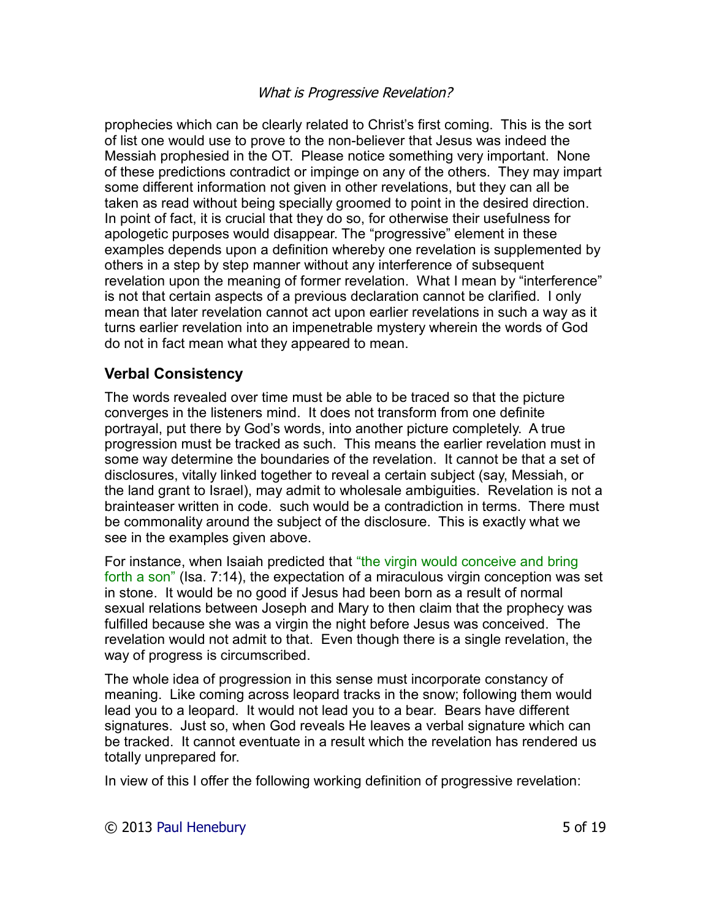prophecies which can be clearly related to Christ's first coming. This is the sort of list one would use to prove to the non-believer that Jesus was indeed the Messiah prophesied in the OT. Please notice something very important. None of these predictions contradict or impinge on any of the others. They may impart some different information not given in other revelations, but they can all be taken as read without being specially groomed to point in the desired direction. In point of fact, it is crucial that they do so, for otherwise their usefulness for apologetic purposes would disappear. The "progressive" element in these examples depends upon a definition whereby one revelation is supplemented by others in a step by step manner without any interference of subsequent revelation upon the meaning of former revelation. What I mean by "interference" is not that certain aspects of a previous declaration cannot be clarified. I only mean that later revelation cannot act upon earlier revelations in such a way as it turns earlier revelation into an impenetrable mystery wherein the words of God do not in fact mean what they appeared to mean.

## Verbal Consistency

The words revealed over time must be able to be traced so that the picture converges in the listeners mind. It does not transform from one definite portrayal, put there by God's words, into another picture completely. A true progression must be tracked as such. This means the earlier revelation must in some way determine the boundaries of the revelation. It cannot be that a set of disclosures, vitally linked together to reveal a certain subject (say, Messiah, or the land grant to Israel), may admit to wholesale ambiguities. Revelation is not a brainteaser written in code. such would be a contradiction in terms. There must be commonality around the subject of the disclosure. This is exactly what we see in the examples given above.

For instance, when Isaiah predicted that "the virgin would conceive and bring forth a son" (Isa. 7:14), the expectation of a miraculous virgin conception was set in stone. It would be no good if Jesus had been born as a result of normal sexual relations between Joseph and Mary to then claim that the prophecy was fulfilled because she was a virgin the night before Jesus was conceived. The revelation would not admit to that. Even though there is a single revelation, the way of progress is circumscribed.

The whole idea of progression in this sense must incorporate constancy of meaning. Like coming across leopard tracks in the snow; following them would lead you to a leopard. It would not lead you to a bear. Bears have different signatures. Just so, when God reveals He leaves a verbal signature which can be tracked. It cannot eventuate in a result which the revelation has rendered us totally unprepared for.

In view of this I offer the following working definition of progressive revelation: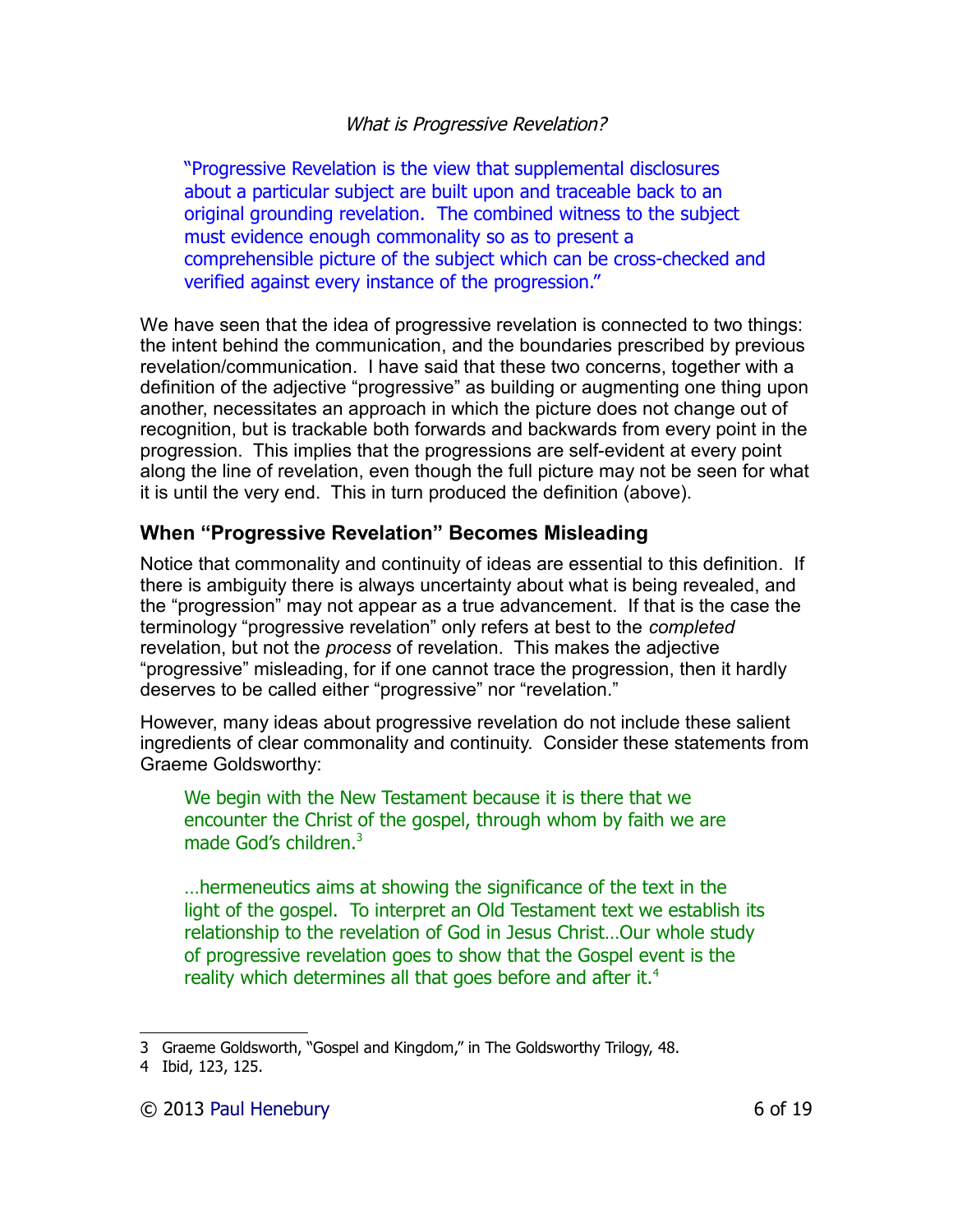*What is Progressive Revelation?*

> "Progressive Revelation is the view that supplemental disclosures about a particular subject are built upon and traceable back to an original grounding revelation. The combined witness to the subject must evidence enough commonality so as to present a comprehensible picture of the subject which can be cross-checked and verified against every instance of the progression."

We have seen that the idea of progressive revelation is connected to two things: the intent behind the communication, and the boundaries prescribed by previous revelation/communication. I have said that these two concerns, together with a definition of the adjective "progressive" as building or augmenting one thing upon another, necessitates an approach in which the picture does not change out of recognition, but is trackable both forwards and backwards from every point in the progression. This implies that the progressions are self-evident at every point along the line of revelation, even though the full picture may not be seen for what it is until the very end. This in turn produced the definition (above).

## When "Progressive Revelation" Becomes Misleading

Notice that commonality and continuity of ideas are essential to this definition. If there is ambiguity there is always uncertainty about what is being revealed, and the "progression" may not appear as a true advancement. If that is the case the terminology "progressive revelation" only refers at best to the *completed* revelation, but not the *process* of revelation. This makes the adjective "progressive" misleading, for if one cannot trace the progression, then it hardly deserves to be called either "progressive" nor "revelation."

However, many ideas about progressive revelation do not include these salient ingredients of clear commonality and continuity. Consider these statements from Graeme Goldsworthy:

> We begin with the New Testament because it is there that we encounter the Christ of the gospel, through whom by faith we are made God's children.[3]

> …hermeneutics aims at showing the significance of the text in the light of the gospel. To interpret an Old Testament text we establish its relationship to the revelation of God in Jesus Christ…Our whole study of progressive revelation goes to show that the Gospel event is the reality which determines all that goes before and after it.[4]

---

3 Graeme Goldsworth, "Gospel and Kingdom," in The Goldsworthy Trilogy, 48.

4 Ibid, 123, 125.

© 2013 Paul Henebury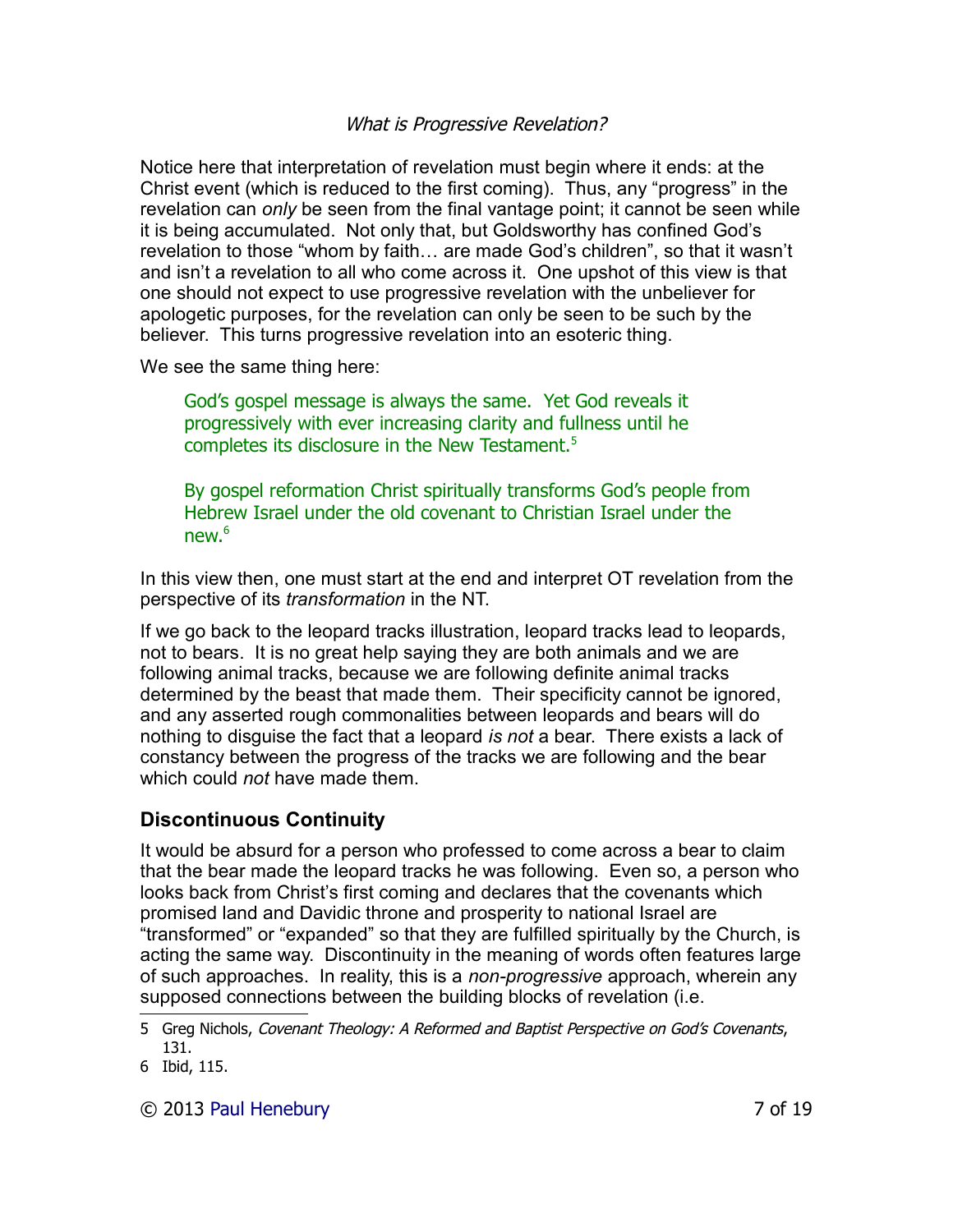Notice here that interpretation of revelation must begin where it ends: at the Christ event (which is reduced to the first coming). Thus, any "progress" in the revelation can *only* be seen from the final vantage point; it cannot be seen while it is being accumulated. Not only that, but Goldsworthy has confined God's revelation to those "whom by faith… are made God's children", so that it wasn't and isn't a revelation to all who come across it. One upshot of this view is that one should not expect to use progressive revelation with the unbeliever for apologetic purposes, for the revelation can only be seen to be such by the believer. This turns progressive revelation into an esoteric thing.

We see the same thing here:

> God's gospel message is always the same. Yet God reveals it progressively with ever increasing clarity and fullness until he completes its disclosure in the New Testament.[5]
>
> By gospel reformation Christ spiritually transforms God's people from Hebrew Israel under the old covenant to Christian Israel under the new.[6]

In this view then, one must start at the end and interpret OT revelation from the perspective of its *transformation* in the NT.

If we go back to the leopard tracks illustration, leopard tracks lead to leopards, not to bears. It is no great help saying they are both animals and we are following animal tracks, because we are following definite animal tracks determined by the beast that made them. Their specificity cannot be ignored, and any asserted rough commonalities between leopards and bears will do nothing to disguise the fact that a leopard *is not* a bear. There exists a lack of constancy between the progress of the tracks we are following and the bear which could *not* have made them.

## Discontinuous Continuity

It would be absurd for a person who professed to come across a bear to claim that the bear made the leopard tracks he was following. Even so, a person who looks back from Christ's first coming and declares that the covenants which promised land and Davidic throne and prosperity to national Israel are "transformed" or "expanded" so that they are fulfilled spiritually by the Church, is acting the same way. Discontinuity in the meaning of words often features large of such approaches. In reality, this is a *non-progressive* approach, wherein any supposed connections between the building blocks of revelation (i.e.

---

5 Greg Nichols, *Covenant Theology: A Reformed and Baptist Perspective on God's Covenants*, 131.

6 Ibid, 115.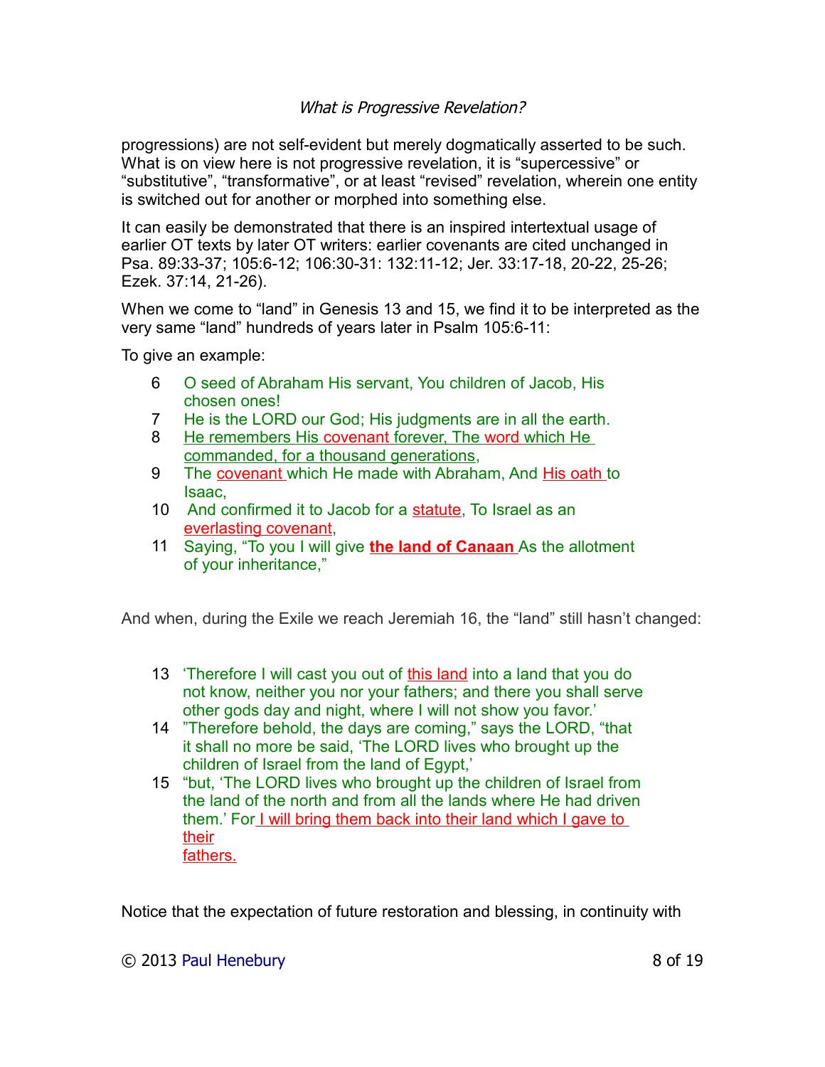progressions) are not self-evident but merely dogmatically asserted to be such. What is on view here is not progressive revelation, it is "supercessive" or "substitutive", "transformative", or at least "revised" revelation, wherein one entity is switched out for another or morphed into something else.

It can easily be demonstrated that there is an inspired intertextual usage of earlier OT texts by later OT writers: earlier covenants are cited unchanged in Psa. 89:33-37; 105:6-12; 106:30-31: 132:11-12; Jer. 33:17-18, 20-22, 25-26; Ezek. 37:14, 21-26).

When we come to "land" in Genesis 13 and 15, we find it to be interpreted as the very same "land" hundreds of years later in Psalm 105:6-11:

To give an example:

6 O seed of Abraham His servant, You children of Jacob, His chosen ones!
7 He is the LORD our God; His judgments are in all the earth.
8 He remembers His covenant forever, The word which He commanded, for a thousand generations,
9 The covenant which He made with Abraham, And His oath to Isaac,
10 And confirmed it to Jacob for a statute, To Israel as an everlasting covenant,
11 Saying, "To you I will give **the land of Canaan** As the allotment of your inheritance,"

And when, during the Exile we reach Jeremiah 16, the "land" still hasn't changed:

13 'Therefore I will cast you out of this land into a land that you do not know, neither you nor your fathers; and there you shall serve other gods day and night, where I will not show you favor.'
14 "Therefore behold, the days are coming," says the LORD, "that it shall no more be said, 'The LORD lives who brought up the children of Israel from the land of Egypt,'
15 "but, 'The LORD lives who brought up the children of Israel from the land of the north and from all the lands where He had driven them.' For I will bring them back into their land which I gave to their fathers.

Notice that the expectation of future restoration and blessing, in continuity with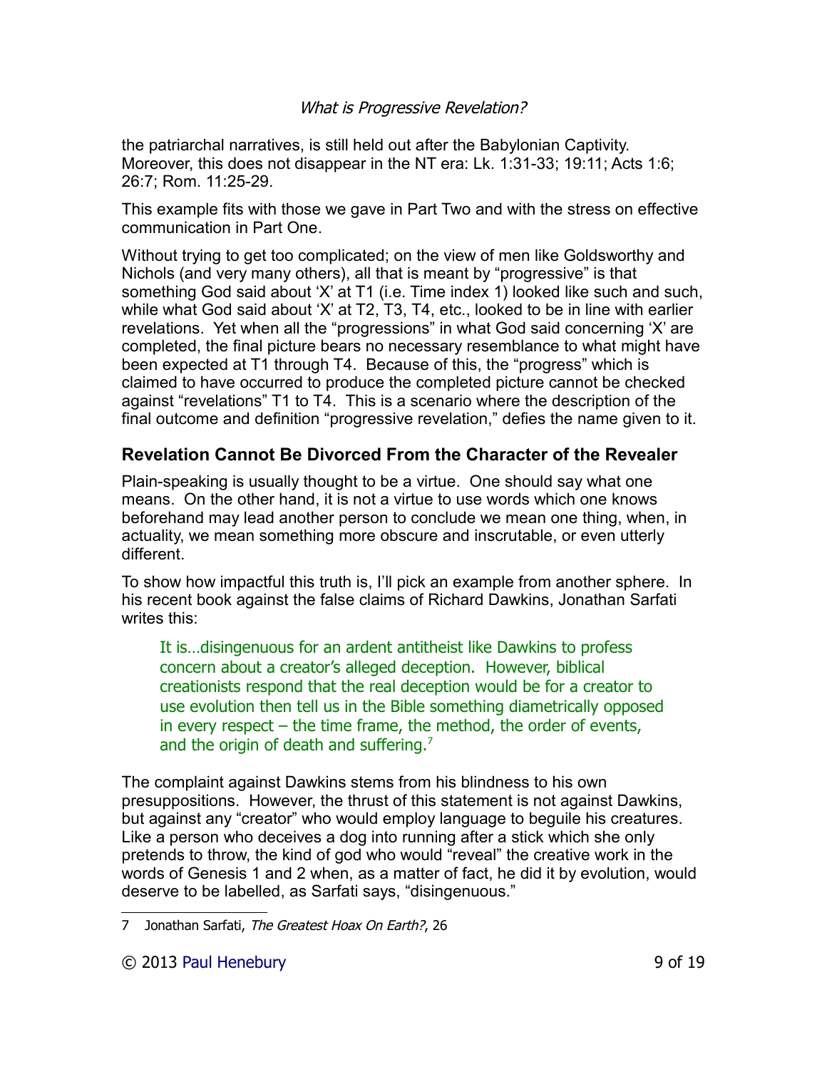the patriarchal narratives, is still held out after the Babylonian Captivity. Moreover, this does not disappear in the NT era: Lk. 1:31-33; 19:11; Acts 1:6; 26:7; Rom. 11:25-29.

This example fits with those we gave in Part Two and with the stress on effective communication in Part One.

Without trying to get too complicated; on the view of men like Goldsworthy and Nichols (and very many others), all that is meant by "progressive" is that something God said about 'X' at T1 (i.e. Time index 1) looked like such and such, while what God said about 'X' at T2, T3, T4, etc., looked to be in line with earlier revelations. Yet when all the "progressions" in what God said concerning 'X' are completed, the final picture bears no necessary resemblance to what might have been expected at T1 through T4. Because of this, the "progress" which is claimed to have occurred to produce the completed picture cannot be checked against "revelations" T1 to T4. This is a scenario where the description of the final outcome and definition "progressive revelation," defies the name given to it.

## Revelation Cannot Be Divorced From the Character of the Revealer

Plain-speaking is usually thought to be a virtue. One should say what one means. On the other hand, it is not a virtue to use words which one knows beforehand may lead another person to conclude we mean one thing, when, in actuality, we mean something more obscure and inscrutable, or even utterly different.

To show how impactful this truth is, I'll pick an example from another sphere. In his recent book against the false claims of Richard Dawkins, Jonathan Sarfati writes this:

> It is…disingenuous for an ardent antitheist like Dawkins to profess concern about a creator's alleged deception. However, biblical creationists respond that the real deception would be for a creator to use evolution then tell us in the Bible something diametrically opposed in every respect – the time frame, the method, the order of events, and the origin of death and suffering.[7]

The complaint against Dawkins stems from his blindness to his own presuppositions. However, the thrust of this statement is not against Dawkins, but against any "creator" who would employ language to beguile his creatures. Like a person who deceives a dog into running after a stick which she only pretends to throw, the kind of god who would "reveal" the creative work in the words of Genesis 1 and 2 when, as a matter of fact, he did it by evolution, would deserve to be labelled, as Sarfati says, "disingenuous."

---

7 Jonathan Sarfati, *The Greatest Hoax On Earth?*, 26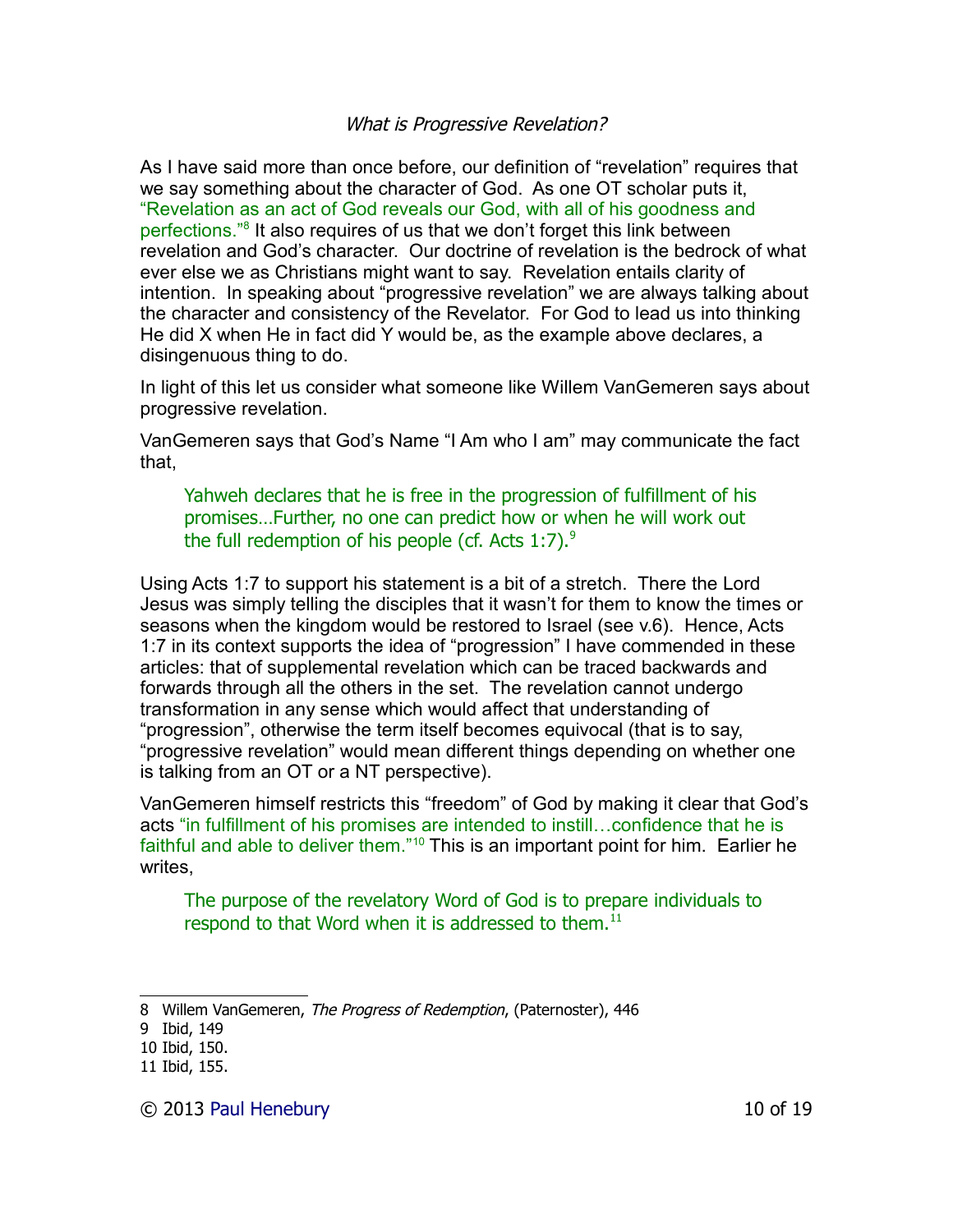### *What is Progressive Revelation?*

As I have said more than once before, our definition of "revelation" requires that we say something about the character of God. As one OT scholar puts it, "Revelation as an act of God reveals our God, with all of his goodness and perfections."[8] It also requires of us that we don't forget this link between revelation and God's character. Our doctrine of revelation is the bedrock of what ever else we as Christians might want to say. Revelation entails clarity of intention. In speaking about "progressive revelation" we are always talking about the character and consistency of the Revelator. For God to lead us into thinking He did X when He in fact did Y would be, as the example above declares, a disingenuous thing to do.

In light of this let us consider what someone like Willem VanGemeren says about progressive revelation.

VanGemeren says that God's Name "I Am who I am" may communicate the fact that,

> Yahweh declares that he is free in the progression of fulfillment of his promises…Further, no one can predict how or when he will work out the full redemption of his people (cf. Acts 1:7).[9]

Using Acts 1:7 to support his statement is a bit of a stretch. There the Lord Jesus was simply telling the disciples that it wasn't for them to know the times or seasons when the kingdom would be restored to Israel (see v.6). Hence, Acts 1:7 in its context supports the idea of "progression" I have commended in these articles: that of supplemental revelation which can be traced backwards and forwards through all the others in the set. The revelation cannot undergo transformation in any sense which would affect that understanding of "progression", otherwise the term itself becomes equivocal (that is to say, "progressive revelation" would mean different things depending on whether one is talking from an OT or a NT perspective).

VanGemeren himself restricts this "freedom" of God by making it clear that God's acts "in fulfillment of his promises are intended to instill…confidence that he is faithful and able to deliver them."[10] This is an important point for him. Earlier he writes,

> The purpose of the revelatory Word of God is to prepare individuals to respond to that Word when it is addressed to them.[11]

---

8 Willem VanGemeren, *The Progress of Redemption*, (Paternoster), 446
9 Ibid, 149
10 Ibid, 150.
11 Ibid, 155.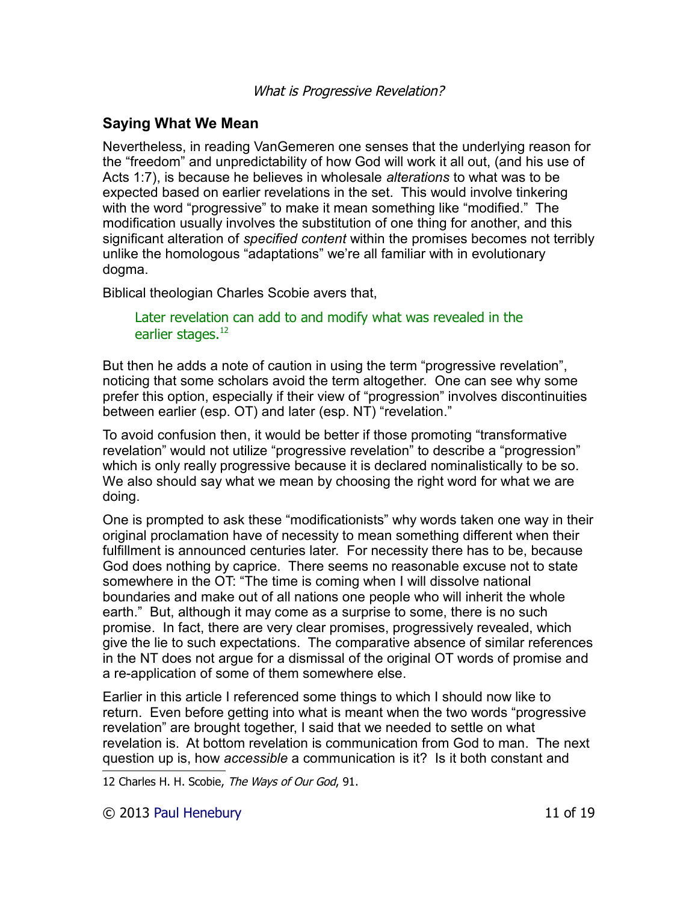## Saying What We Mean

Nevertheless, in reading VanGemeren one senses that the underlying reason for the "freedom" and unpredictability of how God will work it all out, (and his use of Acts 1:7), is because he believes in wholesale *alterations* to what was to be expected based on earlier revelations in the set. This would involve tinkering with the word "progressive" to make it mean something like "modified." The modification usually involves the substitution of one thing for another, and this significant alteration of *specified content* within the promises becomes not terribly unlike the homologous "adaptations" we're all familiar with in evolutionary dogma.

Biblical theologian Charles Scobie avers that,

> Later revelation can add to and modify what was revealed in the earlier stages.[12]

But then he adds a note of caution in using the term "progressive revelation", noticing that some scholars avoid the term altogether. One can see why some prefer this option, especially if their view of "progression" involves discontinuities between earlier (esp. OT) and later (esp. NT) "revelation."

To avoid confusion then, it would be better if those promoting "transformative revelation" would not utilize "progressive revelation" to describe a "progression" which is only really progressive because it is declared nominalistically to be so. We also should say what we mean by choosing the right word for what we are doing.

One is prompted to ask these "modificationists" why words taken one way in their original proclamation have of necessity to mean something different when their fulfillment is announced centuries later. For necessity there has to be, because God does nothing by caprice. There seems no reasonable excuse not to state somewhere in the OT: "The time is coming when I will dissolve national boundaries and make out of all nations one people who will inherit the whole earth." But, although it may come as a surprise to some, there is no such promise. In fact, there are very clear promises, progressively revealed, which give the lie to such expectations. The comparative absence of similar references in the NT does not argue for a dismissal of the original OT words of promise and a re-application of some of them somewhere else.

Earlier in this article I referenced some things to which I should now like to return. Even before getting into what is meant when the two words "progressive revelation" are brought together, I said that we needed to settle on what revelation is. At bottom revelation is communication from God to man. The next question up is, how *accessible* a communication is it? Is it both constant and

---

12 Charles H. H. Scobie, *The Ways of Our God*, 91.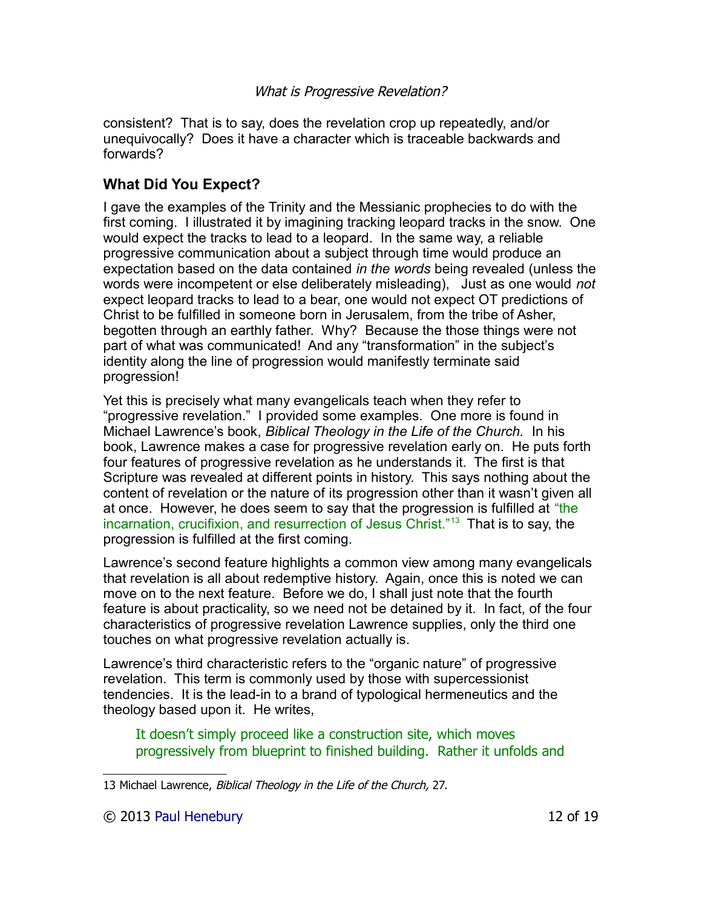consistent? That is to say, does the revelation crop up repeatedly, and/or unequivocally? Does it have a character which is traceable backwards and forwards?

## What Did You Expect?

I gave the examples of the Trinity and the Messianic prophecies to do with the first coming. I illustrated it by imagining tracking leopard tracks in the snow. One would expect the tracks to lead to a leopard. In the same way, a reliable progressive communication about a subject through time would produce an expectation based on the data contained *in the words* being revealed (unless the words were incompetent or else deliberately misleading), Just as one would *not* expect leopard tracks to lead to a bear, one would not expect OT predictions of Christ to be fulfilled in someone born in Jerusalem, from the tribe of Asher, begotten through an earthly father. Why? Because the those things were not part of what was communicated! And any "transformation" in the subject's identity along the line of progression would manifestly terminate said progression!

Yet this is precisely what many evangelicals teach when they refer to "progressive revelation." I provided some examples. One more is found in Michael Lawrence's book, *Biblical Theology in the Life of the Church.* In his book, Lawrence makes a case for progressive revelation early on. He puts forth four features of progressive revelation as he understands it. The first is that Scripture was revealed at different points in history. This says nothing about the content of revelation or the nature of its progression other than it wasn't given all at once. However, he does seem to say that the progression is fulfilled at "the incarnation, crucifixion, and resurrection of Jesus Christ."[13] That is to say, the progression is fulfilled at the first coming.

Lawrence's second feature highlights a common view among many evangelicals that revelation is all about redemptive history. Again, once this is noted we can move on to the next feature. Before we do, I shall just note that the fourth feature is about practicality, so we need not be detained by it. In fact, of the four characteristics of progressive revelation Lawrence supplies, only the third one touches on what progressive revelation actually is.

Lawrence's third characteristic refers to the "organic nature" of progressive revelation. This term is commonly used by those with supercessionist tendencies. It is the lead-in to a brand of typological hermeneutics and the theology based upon it. He writes,

> It doesn't simply proceed like a construction site, which moves progressively from blueprint to finished building. Rather it unfolds and

---

13 Michael Lawrence, *Biblical Theology in the Life of the Church,* 27.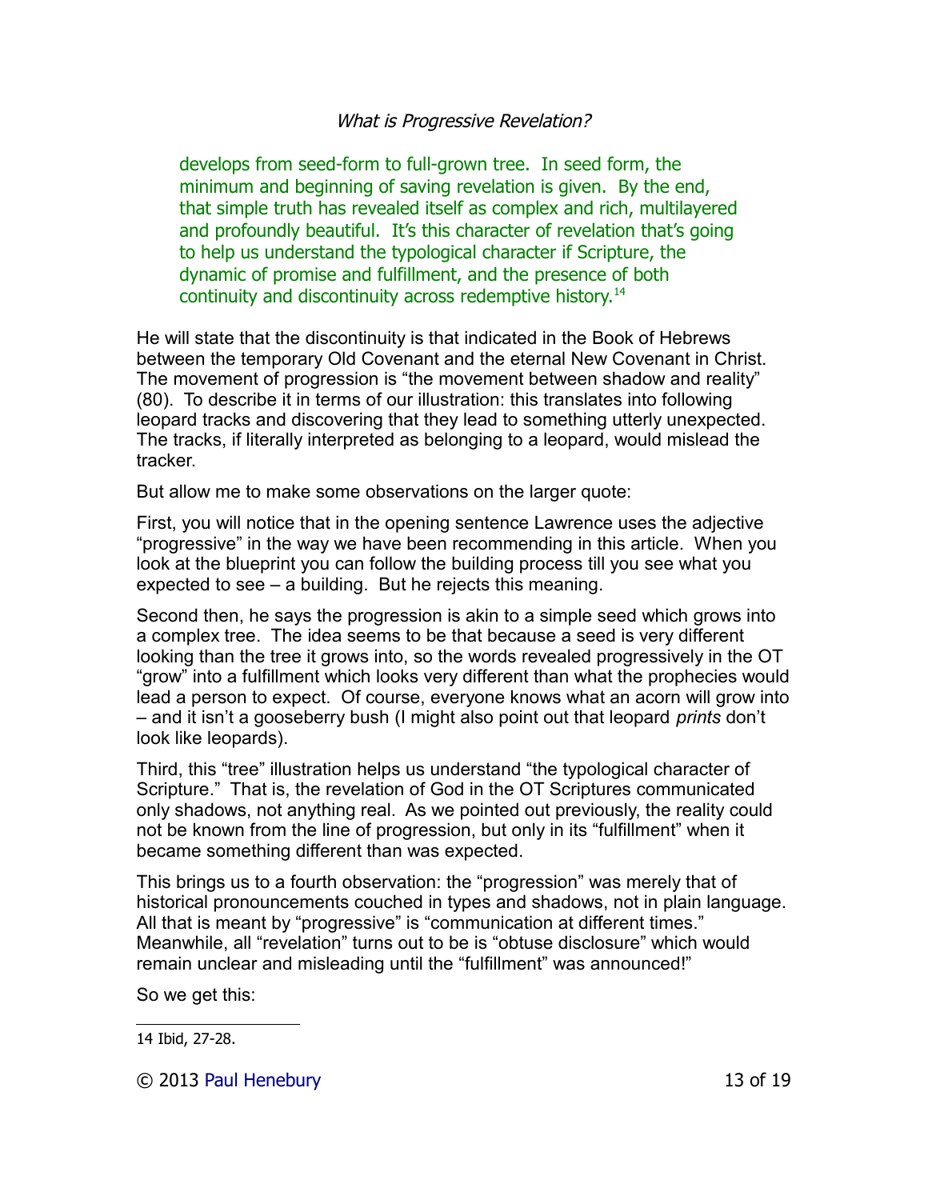> develops from seed-form to full-grown tree. In seed form, the minimum and beginning of saving revelation is given. By the end, that simple truth has revealed itself as complex and rich, multilayered and profoundly beautiful. It's this character of revelation that's going to help us understand the typological character if Scripture, the dynamic of promise and fulfillment, and the presence of both continuity and discontinuity across redemptive history.[14]

He will state that the discontinuity is that indicated in the Book of Hebrews between the temporary Old Covenant and the eternal New Covenant in Christ. The movement of progression is "the movement between shadow and reality" (80). To describe it in terms of our illustration: this translates into following leopard tracks and discovering that they lead to something utterly unexpected. The tracks, if literally interpreted as belonging to a leopard, would mislead the tracker.

But allow me to make some observations on the larger quote:

First, you will notice that in the opening sentence Lawrence uses the adjective "progressive" in the way we have been recommending in this article. When you look at the blueprint you can follow the building process till you see what you expected to see – a building. But he rejects this meaning.

Second then, he says the progression is akin to a simple seed which grows into a complex tree. The idea seems to be that because a seed is very different looking than the tree it grows into, so the words revealed progressively in the OT "grow" into a fulfillment which looks very different than what the prophecies would lead a person to expect. Of course, everyone knows what an acorn will grow into – and it isn't a gooseberry bush (I might also point out that leopard *prints* don't look like leopards).

Third, this "tree" illustration helps us understand "the typological character of Scripture." That is, the revelation of God in the OT Scriptures communicated only shadows, not anything real. As we pointed out previously, the reality could not be known from the line of progression, but only in its "fulfillment" when it became something different than was expected.

This brings us to a fourth observation: the "progression" was merely that of historical pronouncements couched in types and shadows, not in plain language. All that is meant by "progressive" is "communication at different times." Meanwhile, all "revelation" turns out to be is "obtuse disclosure" which would remain unclear and misleading until the "fulfillment" was announced!"

So we get this:

---

14 Ibid, 27-28.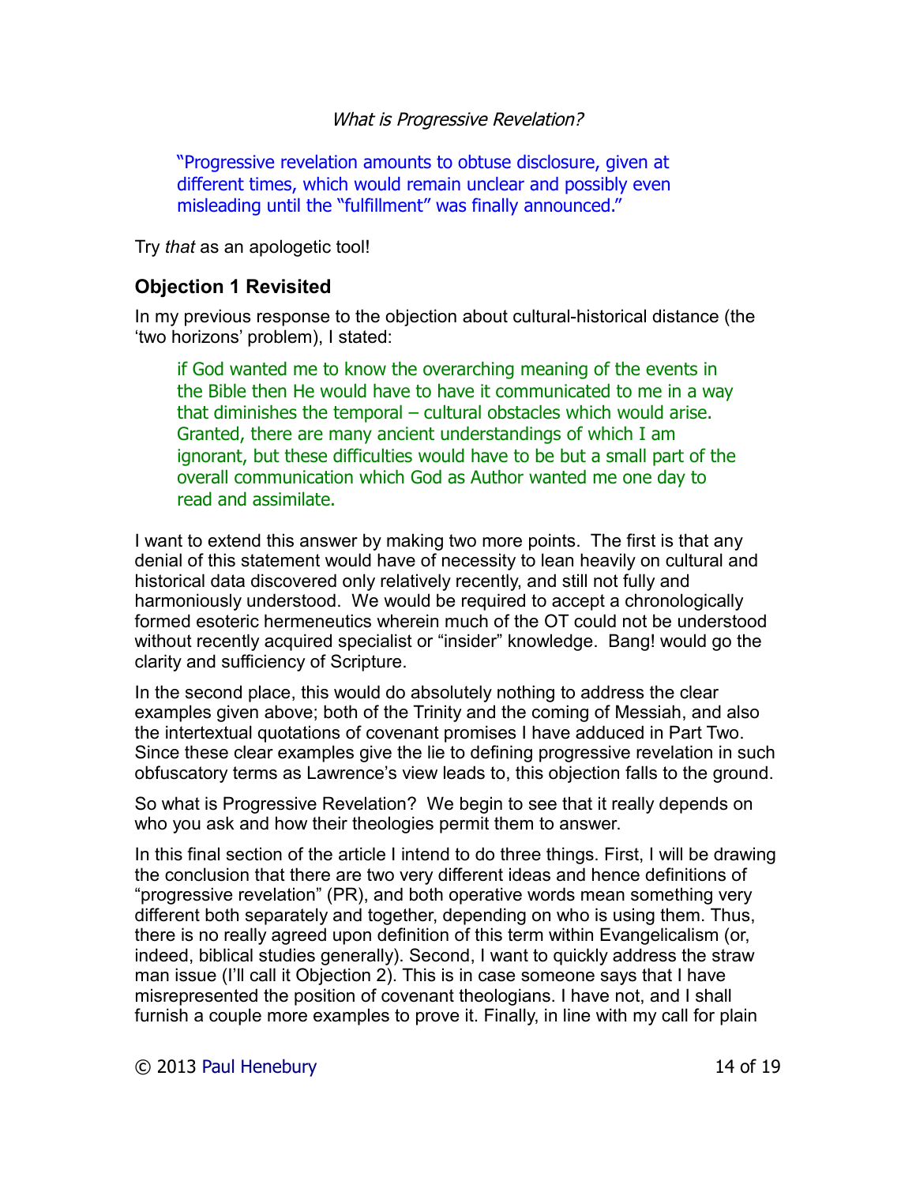*What is Progressive Revelation?*

> "Progressive revelation amounts to obtuse disclosure, given at different times, which would remain unclear and possibly even misleading until the "fulfillment" was finally announced."

Try *that* as an apologetic tool!

### Objection 1 Revisited

In my previous response to the objection about cultural-historical distance (the 'two horizons' problem), I stated:

> if God wanted me to know the overarching meaning of the events in the Bible then He would have to have it communicated to me in a way that diminishes the temporal – cultural obstacles which would arise. Granted, there are many ancient understandings of which I am ignorant, but these difficulties would have to be but a small part of the overall communication which God as Author wanted me one day to read and assimilate.

I want to extend this answer by making two more points. The first is that any denial of this statement would have of necessity to lean heavily on cultural and historical data discovered only relatively recently, and still not fully and harmoniously understood. We would be required to accept a chronologically formed esoteric hermeneutics wherein much of the OT could not be understood without recently acquired specialist or "insider" knowledge. Bang! would go the clarity and sufficiency of Scripture.

In the second place, this would do absolutely nothing to address the clear examples given above; both of the Trinity and the coming of Messiah, and also the intertextual quotations of covenant promises I have adduced in Part Two. Since these clear examples give the lie to defining progressive revelation in such obfuscatory terms as Lawrence's view leads to, this objection falls to the ground.

So what is Progressive Revelation? We begin to see that it really depends on who you ask and how their theologies permit them to answer.

In this final section of the article I intend to do three things. First, I will be drawing the conclusion that there are two very different ideas and hence definitions of "progressive revelation" (PR), and both operative words mean something very different both separately and together, depending on who is using them. Thus, there is no really agreed upon definition of this term within Evangelicalism (or, indeed, biblical studies generally). Second, I want to quickly address the straw man issue (I'll call it Objection 2). This is in case someone says that I have misrepresented the position of covenant theologians. I have not, and I shall furnish a couple more examples to prove it. Finally, in line with my call for plain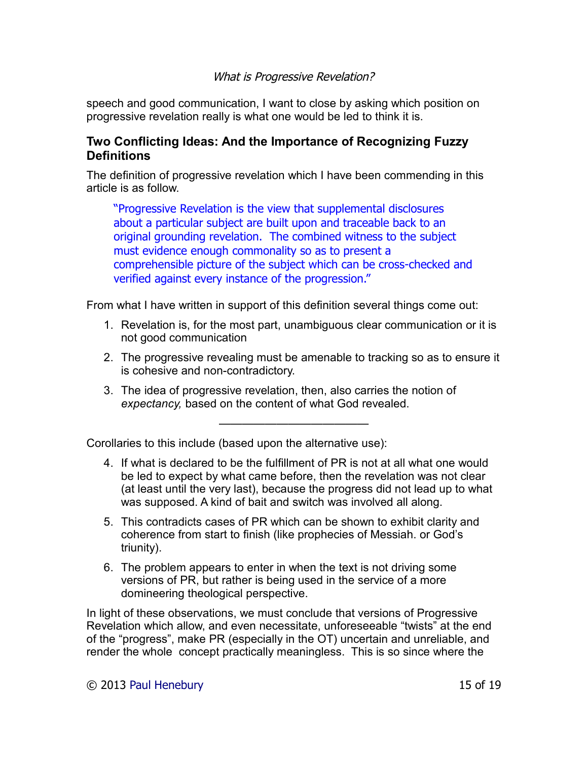speech and good communication, I want to close by asking which position on progressive revelation really is what one would be led to think it is.

## Two Conflicting Ideas: And the Importance of Recognizing Fuzzy Definitions

The definition of progressive revelation which I have been commending in this article is as follow.

> "Progressive Revelation is the view that supplemental disclosures about a particular subject are built upon and traceable back to an original grounding revelation. The combined witness to the subject must evidence enough commonality so as to present a comprehensible picture of the subject which can be cross-checked and verified against every instance of the progression."

From what I have written in support of this definition several things come out:

1. Revelation is, for the most part, unambiguous clear communication or it is not good communication
2. The progressive revealing must be amenable to tracking so as to ensure it is cohesive and non-contradictory.
3. The idea of progressive revelation, then, also carries the notion of *expectancy,* based on the content of what God revealed.

---

Corollaries to this include (based upon the alternative use):

4. If what is declared to be the fulfillment of PR is not at all what one would be led to expect by what came before, then the revelation was not clear (at least until the very last), because the progress did not lead up to what was supposed. A kind of bait and switch was involved all along.
5. This contradicts cases of PR which can be shown to exhibit clarity and coherence from start to finish (like prophecies of Messiah. or God's triunity).
6. The problem appears to enter in when the text is not driving some versions of PR, but rather is being used in the service of a more domineering theological perspective.

In light of these observations, we must conclude that versions of Progressive Revelation which allow, and even necessitate, unforeseeable "twists" at the end of the "progress", make PR (especially in the OT) uncertain and unreliable, and render the whole concept practically meaningless. This is so since where the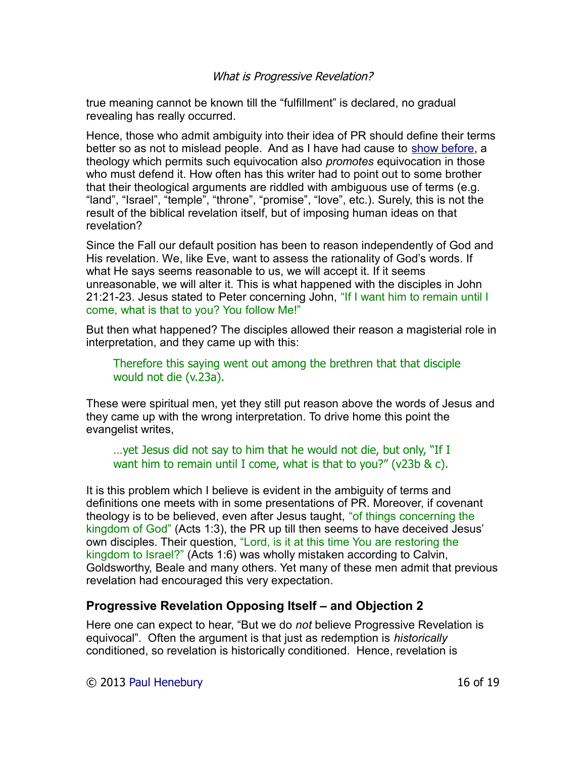true meaning cannot be known till the “fulfillment” is declared, no gradual revealing has really occurred.

Hence, those who admit ambiguity into their idea of PR should define their terms better so as not to mislead people. And as I have had cause to show before, a theology which permits such equivocation also *promotes* equivocation in those who must defend it. How often has this writer had to point out to some brother that their theological arguments are riddled with ambiguous use of terms (e.g. “land”, “Israel”, “temple”, “throne”, “promise”, “love”, etc.). Surely, this is not the result of the biblical revelation itself, but of imposing human ideas on that revelation?

Since the Fall our default position has been to reason independently of God and His revelation. We, like Eve, want to assess the rationality of God’s words. If what He says seems reasonable to us, we will accept it. If it seems unreasonable, we will alter it. This is what happened with the disciples in John 21:21-23. Jesus stated to Peter concerning John, “If I want him to remain until I come, what is that to you? You follow Me!”

But then what happened? The disciples allowed their reason a magisterial role in interpretation, and they came up with this:

> Therefore this saying went out among the brethren that that disciple would not die (v.23a).

These were spiritual men, yet they still put reason above the words of Jesus and they came up with the wrong interpretation. To drive home this point the evangelist writes,

> …yet Jesus did not say to him that he would not die, but only, “If I want him to remain until I come, what is that to you?” (v23b & c).

It is this problem which I believe is evident in the ambiguity of terms and definitions one meets with in some presentations of PR. Moreover, if covenant theology is to be believed, even after Jesus taught, “of things concerning the kingdom of God” (Acts 1:3), the PR up till then seems to have deceived Jesus’ own disciples. Their question, “Lord, is it at this time You are restoring the kingdom to Israel?” (Acts 1:6) was wholly mistaken according to Calvin, Goldsworthy, Beale and many others. Yet many of these men admit that previous revelation had encouraged this very expectation.

## Progressive Revelation Opposing Itself – and Objection 2

Here one can expect to hear, “But we do *not* believe Progressive Revelation is equivocal”. Often the argument is that just as redemption is *historically* conditioned, so revelation is historically conditioned. Hence, revelation is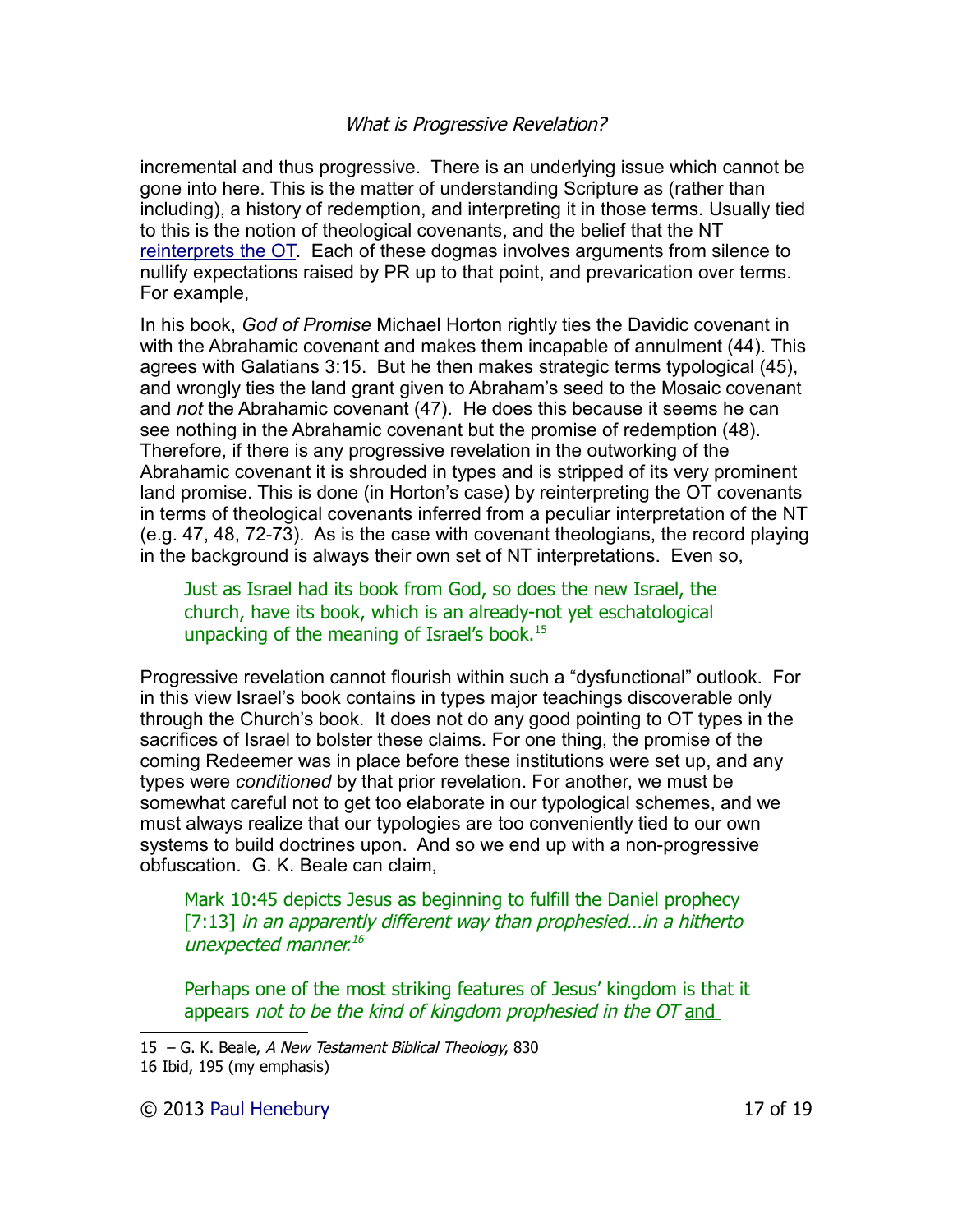incremental and thus progressive. There is an underlying issue which cannot be gone into here. This is the matter of understanding Scripture as (rather than including), a history of redemption, and interpreting it in those terms. Usually tied to this is the notion of theological covenants, and the belief that the NT reinterprets the OT. Each of these dogmas involves arguments from silence to nullify expectations raised by PR up to that point, and prevarication over terms. For example,

In his book, *God of Promise* Michael Horton rightly ties the Davidic covenant in with the Abrahamic covenant and makes them incapable of annulment (44). This agrees with Galatians 3:15. But he then makes strategic terms typological (45), and wrongly ties the land grant given to Abraham's seed to the Mosaic covenant and *not* the Abrahamic covenant (47). He does this because it seems he can see nothing in the Abrahamic covenant but the promise of redemption (48). Therefore, if there is any progressive revelation in the outworking of the Abrahamic covenant it is shrouded in types and is stripped of its very prominent land promise. This is done (in Horton's case) by reinterpreting the OT covenants in terms of theological covenants inferred from a peculiar interpretation of the NT (e.g. 47, 48, 72-73). As is the case with covenant theologians, the record playing in the background is always their own set of NT interpretations. Even so,

> Just as Israel had its book from God, so does the new Israel, the church, have its book, which is an already-not yet eschatological unpacking of the meaning of Israel's book.[15]

Progressive revelation cannot flourish within such a "dysfunctional" outlook. For in this view Israel's book contains in types major teachings discoverable only through the Church's book. It does not do any good pointing to OT types in the sacrifices of Israel to bolster these claims. For one thing, the promise of the coming Redeemer was in place before these institutions were set up, and any types were *conditioned* by that prior revelation. For another, we must be somewhat careful not to get too elaborate in our typological schemes, and we must always realize that our typologies are too conveniently tied to our own systems to build doctrines upon. And so we end up with a non-progressive obfuscation. G. K. Beale can claim,

> Mark 10:45 depicts Jesus as beginning to fulfill the Daniel prophecy [7:13] *in an apparently different way than prophesied…in a hitherto unexpected manner.*[16]

> Perhaps one of the most striking features of Jesus' kingdom is that it appears *not to be the kind of kingdom prophesied in the OT* and

---

15 – G. K. Beale, *A New Testament Biblical Theology*, 830

16 Ibid, 195 (my emphasis)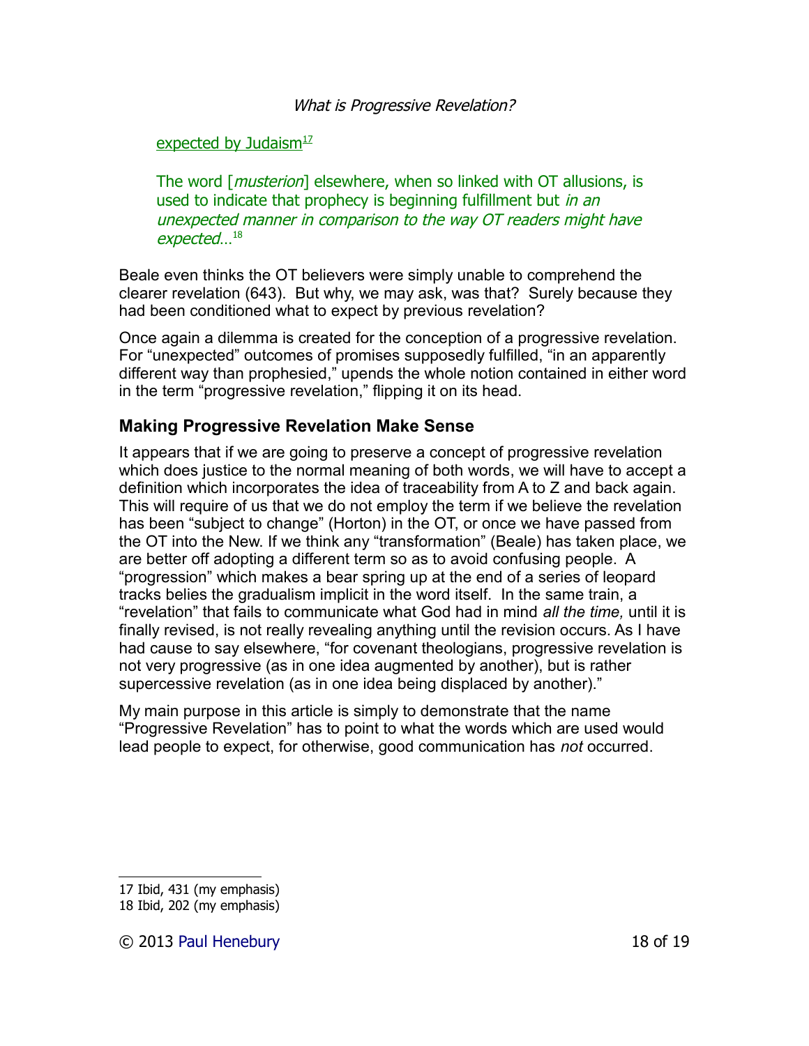expected by Judaism[17]

> The word [*musterion*] elsewhere, when so linked with OT allusions, is used to indicate that prophecy is beginning fulfillment but *in an unexpected manner in comparison to the way OT readers might have expected*…[18]

Beale even thinks the OT believers were simply unable to comprehend the clearer revelation (643). But why, we may ask, was that? Surely because they had been conditioned what to expect by previous revelation?

Once again a dilemma is created for the conception of a progressive revelation. For "unexpected" outcomes of promises supposedly fulfilled, "in an apparently different way than prophesied," upends the whole notion contained in either word in the term "progressive revelation," flipping it on its head.

## Making Progressive Revelation Make Sense

It appears that if we are going to preserve a concept of progressive revelation which does justice to the normal meaning of both words, we will have to accept a definition which incorporates the idea of traceability from A to Z and back again. This will require of us that we do not employ the term if we believe the revelation has been "subject to change" (Horton) in the OT, or once we have passed from the OT into the New. If we think any "transformation" (Beale) has taken place, we are better off adopting a different term so as to avoid confusing people. A "progression" which makes a bear spring up at the end of a series of leopard tracks belies the gradualism implicit in the word itself. In the same train, a "revelation" that fails to communicate what God had in mind *all the time,* until it is finally revised, is not really revealing anything until the revision occurs. As I have had cause to say elsewhere, "for covenant theologians, progressive revelation is not very progressive (as in one idea augmented by another), but is rather supercessive revelation (as in one idea being displaced by another)."

My main purpose in this article is simply to demonstrate that the name "Progressive Revelation" has to point to what the words which are used would lead people to expect, for otherwise, good communication has *not* occurred.

---

17 Ibid, 431 (my emphasis)

18 Ibid, 202 (my emphasis)

© 2013 Paul Henebury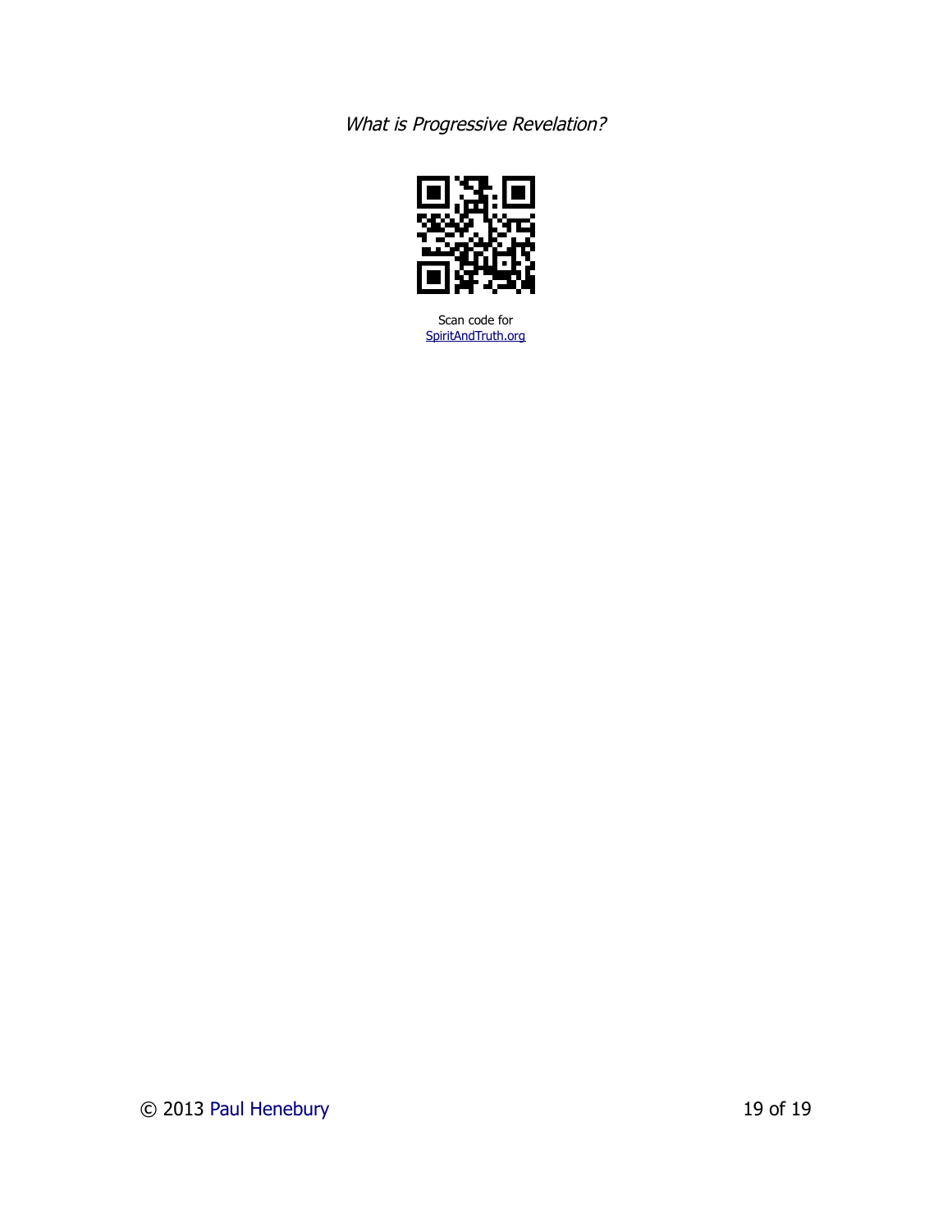Scan code for
SpiritAndTruth.org